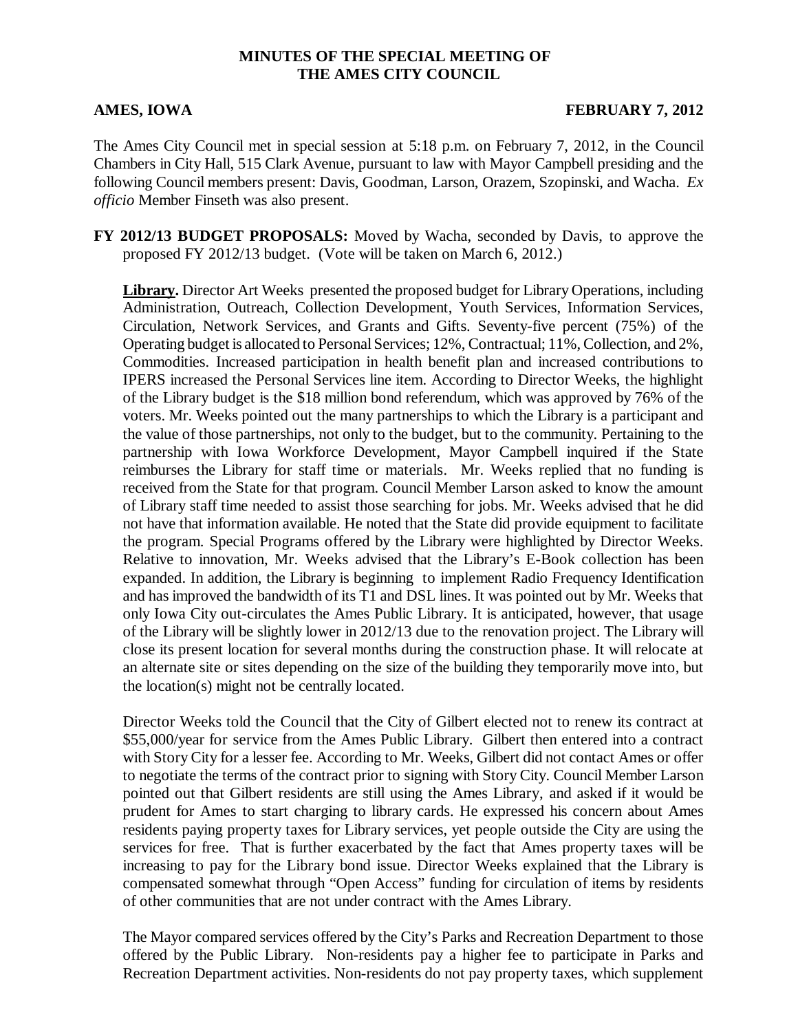**MINUTES OF THE SPECIAL MEETING OF THE AMES CITY COUNCIL**

**AMES, IOWA** **FEBRUARY 7, 2012**

The Ames City Council met in special session at 5:18 p.m. on February 7, 2012, in the Council Chambers in City Hall, 515 Clark Avenue, pursuant to law with Mayor Campbell presiding and the following Council members present: Davis, Goodman, Larson, Orazem, Szopinski, and Wacha. *Ex officio* Member Finseth was also present.

**FY 2012/13 BUDGET PROPOSALS:** Moved by Wacha, seconded by Davis, to approve the proposed FY 2012/13 budget. (Vote will be taken on March 6, 2012.)

**Library.** Director Art Weeks presented the proposed budget for Library Operations, including Administration, Outreach, Collection Development, Youth Services, Information Services, Circulation, Network Services, and Grants and Gifts. Seventy-five percent (75%) of the Operating budget is allocated to Personal Services; 12%, Contractual; 11%, Collection, and 2%, Commodities. Increased participation in health benefit plan and increased contributions to IPERS increased the Personal Services line item. According to Director Weeks, the highlight of the Library budget is the $18 million bond referendum, which was approved by 76% of the voters. Mr. Weeks pointed out the many partnerships to which the Library is a participant and the value of those partnerships, not only to the budget, but to the community. Pertaining to the partnership with Iowa Workforce Development, Mayor Campbell inquired if the State reimburses the Library for staff time or materials. Mr. Weeks replied that no funding is received from the State for that program. Council Member Larson asked to know the amount of Library staff time needed to assist those searching for jobs. Mr. Weeks advised that he did not have that information available. He noted that the State did provide equipment to facilitate the program. Special Programs offered by the Library were highlighted by Director Weeks. Relative to innovation, Mr. Weeks advised that the Library's E-Book collection has been expanded. In addition, the Library is beginning to implement Radio Frequency Identification and has improved the bandwidth of its T1 and DSL lines. It was pointed out by Mr. Weeks that only Iowa City out-circulates the Ames Public Library. It is anticipated, however, that usage of the Library will be slightly lower in 2012/13 due to the renovation project. The Library will close its present location for several months during the construction phase. It will relocate at an alternate site or sites depending on the size of the building they temporarily move into, but the location(s) might not be centrally located.

Director Weeks told the Council that the City of Gilbert elected not to renew its contract at $55,000/year for service from the Ames Public Library. Gilbert then entered into a contract with Story City for a lesser fee. According to Mr. Weeks, Gilbert did not contact Ames or offer to negotiate the terms of the contract prior to signing with Story City. Council Member Larson pointed out that Gilbert residents are still using the Ames Library, and asked if it would be prudent for Ames to start charging to library cards. He expressed his concern about Ames residents paying property taxes for Library services, yet people outside the City are using the services for free. That is further exacerbated by the fact that Ames property taxes will be increasing to pay for the Library bond issue. Director Weeks explained that the Library is compensated somewhat through "Open Access" funding for circulation of items by residents of other communities that are not under contract with the Ames Library.

The Mayor compared services offered by the City's Parks and Recreation Department to those offered by the Public Library. Non-residents pay a higher fee to participate in Parks and Recreation Department activities. Non-residents do not pay property taxes, which supplement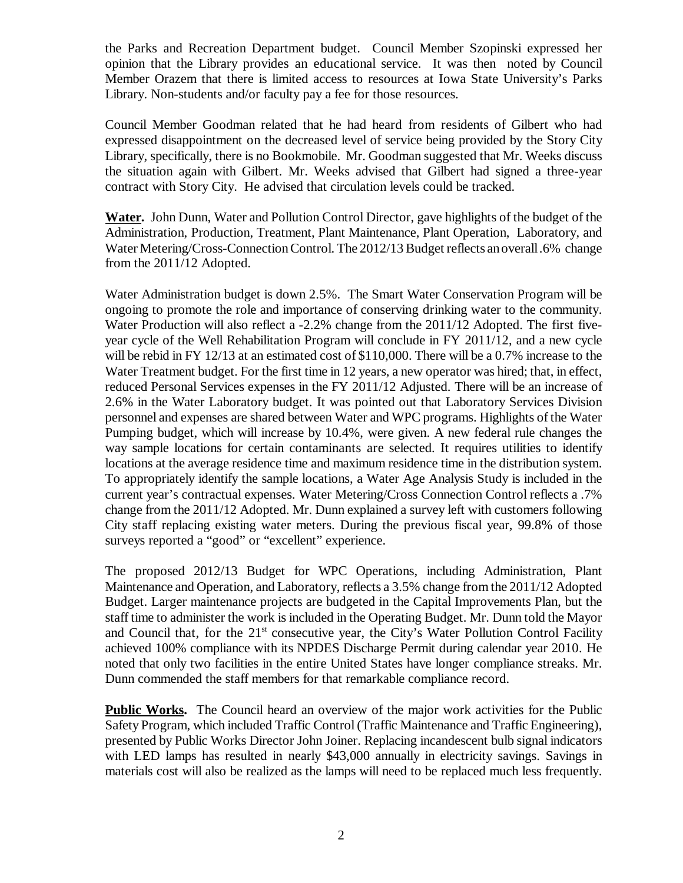the Parks and Recreation Department budget. Council Member Szopinski expressed her opinion that the Library provides an educational service. It was then noted by Council Member Orazem that there is limited access to resources at Iowa State University's Parks Library. Non-students and/or faculty pay a fee for those resources.

Council Member Goodman related that he had heard from residents of Gilbert who had expressed disappointment on the decreased level of service being provided by the Story City Library, specifically, there is no Bookmobile. Mr. Goodman suggested that Mr. Weeks discuss the situation again with Gilbert. Mr. Weeks advised that Gilbert had signed a three-year contract with Story City. He advised that circulation levels could be tracked.

**Water.** John Dunn, Water and Pollution Control Director, gave highlights of the budget of the Administration, Production, Treatment, Plant Maintenance, Plant Operation, Laboratory, and Water Metering/Cross-Connection Control. The 2012/13 Budget reflects an overall .6% change from the 2011/12 Adopted.

Water Administration budget is down 2.5%. The Smart Water Conservation Program will be ongoing to promote the role and importance of conserving drinking water to the community. Water Production will also reflect a -2.2% change from the 2011/12 Adopted. The first five-year cycle of the Well Rehabilitation Program will conclude in FY 2011/12, and a new cycle will be rebid in FY 12/13 at an estimated cost of $110,000. There will be a 0.7% increase to the Water Treatment budget. For the first time in 12 years, a new operator was hired; that, in effect, reduced Personal Services expenses in the FY 2011/12 Adjusted. There will be an increase of 2.6% in the Water Laboratory budget. It was pointed out that Laboratory Services Division personnel and expenses are shared between Water and WPC programs. Highlights of the Water Pumping budget, which will increase by 10.4%, were given. A new federal rule changes the way sample locations for certain contaminants are selected. It requires utilities to identify locations at the average residence time and maximum residence time in the distribution system. To appropriately identify the sample locations, a Water Age Analysis Study is included in the current year's contractual expenses. Water Metering/Cross Connection Control reflects a .7% change from the 2011/12 Adopted. Mr. Dunn explained a survey left with customers following City staff replacing existing water meters. During the previous fiscal year, 99.8% of those surveys reported a "good" or "excellent" experience.

The proposed 2012/13 Budget for WPC Operations, including Administration, Plant Maintenance and Operation, and Laboratory, reflects a 3.5% change from the 2011/12 Adopted Budget. Larger maintenance projects are budgeted in the Capital Improvements Plan, but the staff time to administer the work is included in the Operating Budget. Mr. Dunn told the Mayor and Council that, for the 21st consecutive year, the City's Water Pollution Control Facility achieved 100% compliance with its NPDES Discharge Permit during calendar year 2010. He noted that only two facilities in the entire United States have longer compliance streaks. Mr. Dunn commended the staff members for that remarkable compliance record.

**Public Works.** The Council heard an overview of the major work activities for the Public Safety Program, which included Traffic Control (Traffic Maintenance and Traffic Engineering), presented by Public Works Director John Joiner. Replacing incandescent bulb signal indicators with LED lamps has resulted in nearly $43,000 annually in electricity savings. Savings in materials cost will also be realized as the lamps will need to be replaced much less frequently.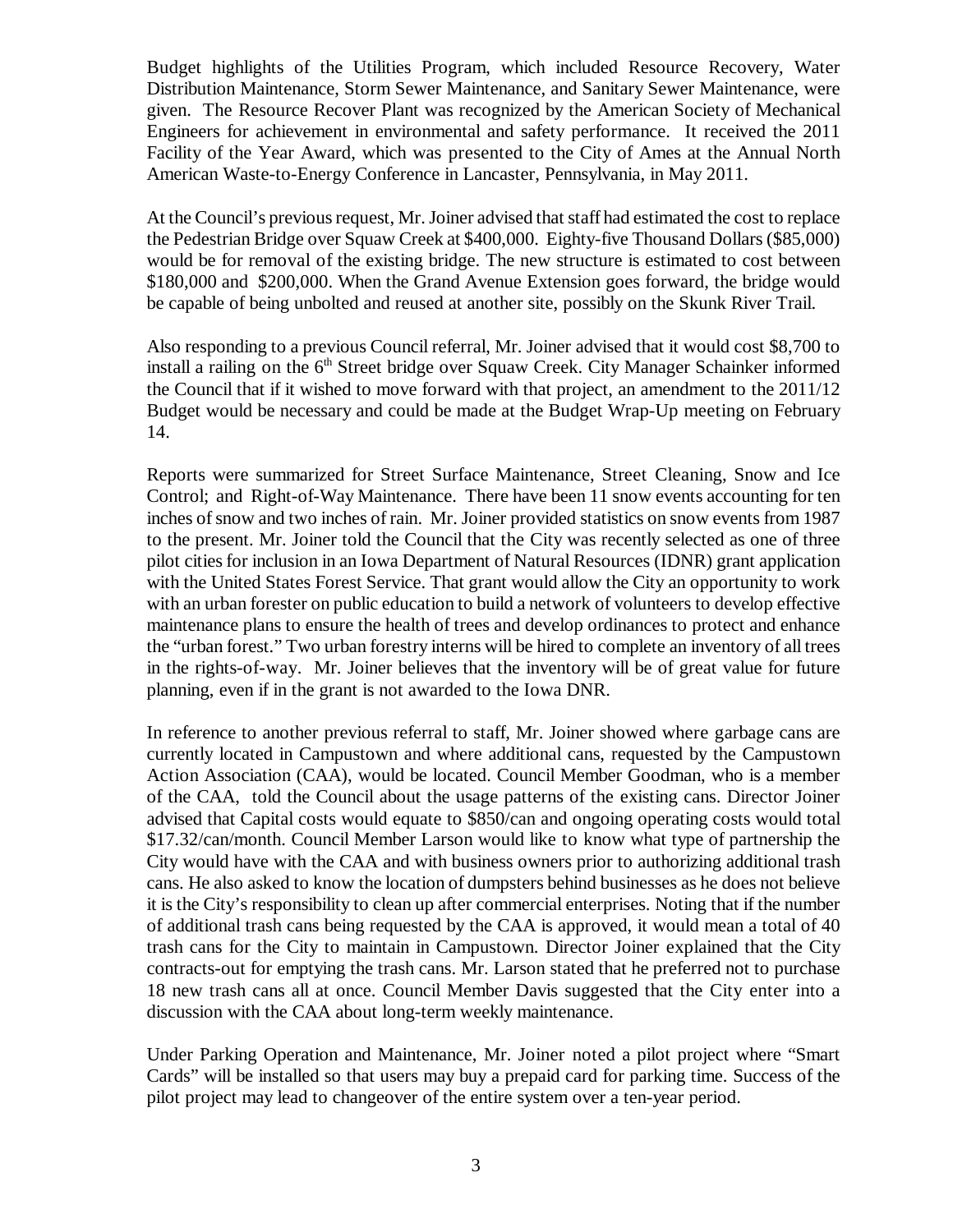Budget highlights of the Utilities Program, which included Resource Recovery, Water Distribution Maintenance, Storm Sewer Maintenance, and Sanitary Sewer Maintenance, were given. The Resource Recover Plant was recognized by the American Society of Mechanical Engineers for achievement in environmental and safety performance. It received the 2011 Facility of the Year Award, which was presented to the City of Ames at the Annual North American Waste-to-Energy Conference in Lancaster, Pennsylvania, in May 2011.

At the Council's previous request, Mr. Joiner advised that staff had estimated the cost to replace the Pedestrian Bridge over Squaw Creek at $400,000. Eighty-five Thousand Dollars ($85,000) would be for removal of the existing bridge. The new structure is estimated to cost between $180,000 and $200,000. When the Grand Avenue Extension goes forward, the bridge would be capable of being unbolted and reused at another site, possibly on the Skunk River Trail.

Also responding to a previous Council referral, Mr. Joiner advised that it would cost $8,700 to install a railing on the 6th Street bridge over Squaw Creek. City Manager Schainker informed the Council that if it wished to move forward with that project, an amendment to the 2011/12 Budget would be necessary and could be made at the Budget Wrap-Up meeting on February 14.

Reports were summarized for Street Surface Maintenance, Street Cleaning, Snow and Ice Control; and Right-of-Way Maintenance. There have been 11 snow events accounting for ten inches of snow and two inches of rain. Mr. Joiner provided statistics on snow events from 1987 to the present. Mr. Joiner told the Council that the City was recently selected as one of three pilot cities for inclusion in an Iowa Department of Natural Resources (IDNR) grant application with the United States Forest Service. That grant would allow the City an opportunity to work with an urban forester on public education to build a network of volunteers to develop effective maintenance plans to ensure the health of trees and develop ordinances to protect and enhance the "urban forest." Two urban forestry interns will be hired to complete an inventory of all trees in the rights-of-way. Mr. Joiner believes that the inventory will be of great value for future planning, even if in the grant is not awarded to the Iowa DNR.

In reference to another previous referral to staff, Mr. Joiner showed where garbage cans are currently located in Campustown and where additional cans, requested by the Campustown Action Association (CAA), would be located. Council Member Goodman, who is a member of the CAA, told the Council about the usage patterns of the existing cans. Director Joiner advised that Capital costs would equate to $850/can and ongoing operating costs would total $17.32/can/month. Council Member Larson would like to know what type of partnership the City would have with the CAA and with business owners prior to authorizing additional trash cans. He also asked to know the location of dumpsters behind businesses as he does not believe it is the City's responsibility to clean up after commercial enterprises. Noting that if the number of additional trash cans being requested by the CAA is approved, it would mean a total of 40 trash cans for the City to maintain in Campustown. Director Joiner explained that the City contracts-out for emptying the trash cans. Mr. Larson stated that he preferred not to purchase 18 new trash cans all at once. Council Member Davis suggested that the City enter into a discussion with the CAA about long-term weekly maintenance.

Under Parking Operation and Maintenance, Mr. Joiner noted a pilot project where "Smart Cards" will be installed so that users may buy a prepaid card for parking time. Success of the pilot project may lead to changeover of the entire system over a ten-year period.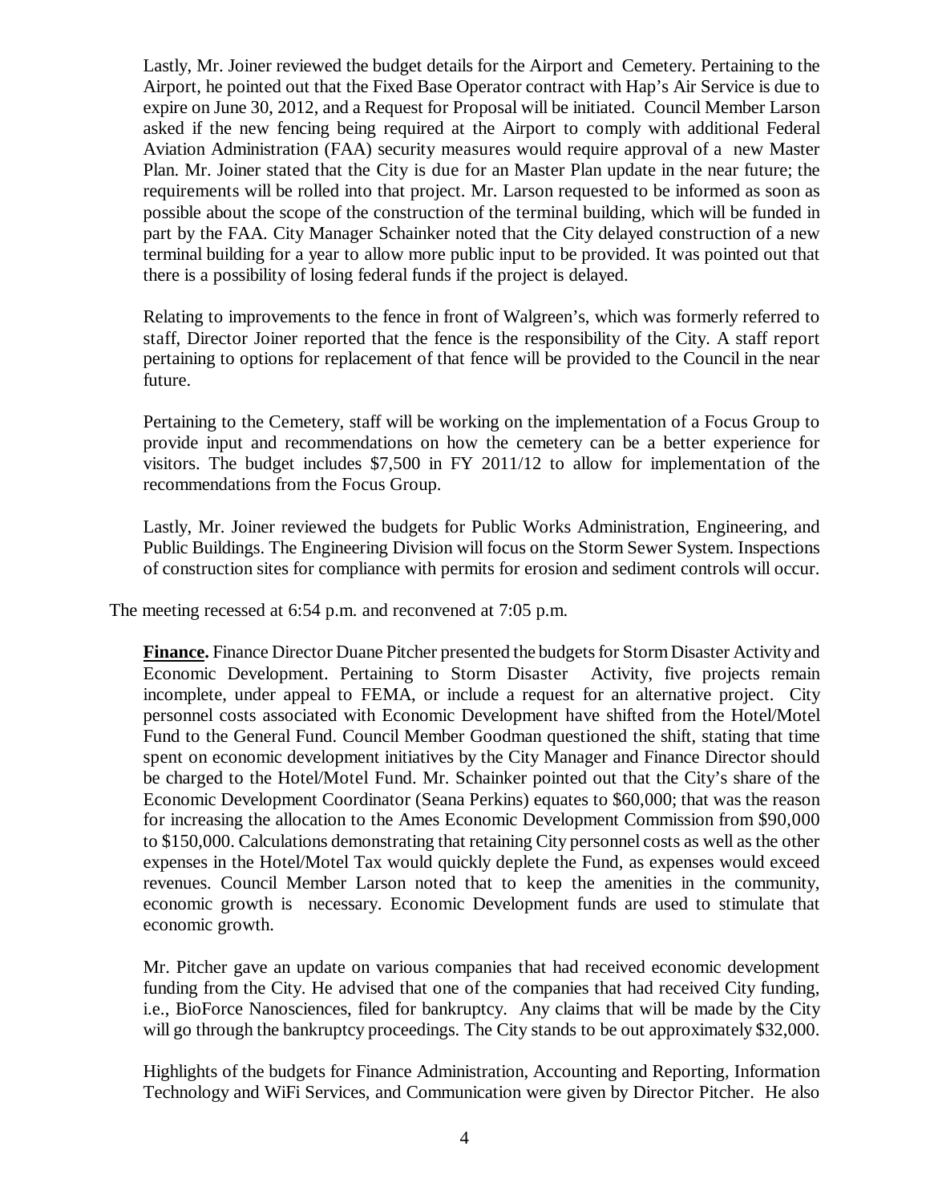Lastly, Mr. Joiner reviewed the budget details for the Airport and Cemetery. Pertaining to the Airport, he pointed out that the Fixed Base Operator contract with Hap's Air Service is due to expire on June 30, 2012, and a Request for Proposal will be initiated. Council Member Larson asked if the new fencing being required at the Airport to comply with additional Federal Aviation Administration (FAA) security measures would require approval of a new Master Plan. Mr. Joiner stated that the City is due for an Master Plan update in the near future; the requirements will be rolled into that project. Mr. Larson requested to be informed as soon as possible about the scope of the construction of the terminal building, which will be funded in part by the FAA. City Manager Schainker noted that the City delayed construction of a new terminal building for a year to allow more public input to be provided. It was pointed out that there is a possibility of losing federal funds if the project is delayed.

Relating to improvements to the fence in front of Walgreen's, which was formerly referred to staff, Director Joiner reported that the fence is the responsibility of the City. A staff report pertaining to options for replacement of that fence will be provided to the Council in the near future.

Pertaining to the Cemetery, staff will be working on the implementation of a Focus Group to provide input and recommendations on how the cemetery can be a better experience for visitors. The budget includes $7,500 in FY 2011/12 to allow for implementation of the recommendations from the Focus Group.

Lastly, Mr. Joiner reviewed the budgets for Public Works Administration, Engineering, and Public Buildings. The Engineering Division will focus on the Storm Sewer System. Inspections of construction sites for compliance with permits for erosion and sediment controls will occur.

The meeting recessed at 6:54 p.m. and reconvened at 7:05 p.m.

**Finance.** Finance Director Duane Pitcher presented the budgets for Storm Disaster Activity and Economic Development. Pertaining to Storm Disaster Activity, five projects remain incomplete, under appeal to FEMA, or include a request for an alternative project. City personnel costs associated with Economic Development have shifted from the Hotel/Motel Fund to the General Fund. Council Member Goodman questioned the shift, stating that time spent on economic development initiatives by the City Manager and Finance Director should be charged to the Hotel/Motel Fund. Mr. Schainker pointed out that the City's share of the Economic Development Coordinator (Seana Perkins) equates to $60,000; that was the reason for increasing the allocation to the Ames Economic Development Commission from $90,000 to $150,000. Calculations demonstrating that retaining City personnel costs as well as the other expenses in the Hotel/Motel Tax would quickly deplete the Fund, as expenses would exceed revenues. Council Member Larson noted that to keep the amenities in the community, economic growth is necessary. Economic Development funds are used to stimulate that economic growth.

Mr. Pitcher gave an update on various companies that had received economic development funding from the City. He advised that one of the companies that had received City funding, i.e., BioForce Nanosciences, filed for bankruptcy. Any claims that will be made by the City will go through the bankruptcy proceedings. The City stands to be out approximately $32,000.

Highlights of the budgets for Finance Administration, Accounting and Reporting, Information Technology and WiFi Services, and Communication were given by Director Pitcher. He also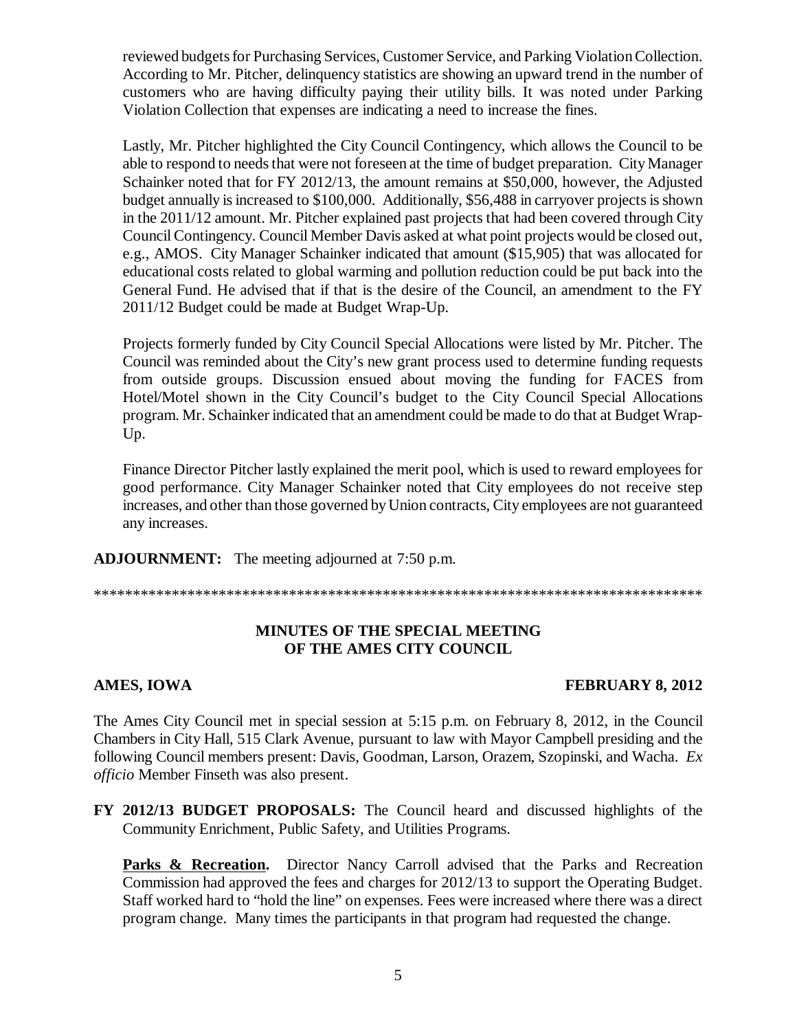reviewed budgets for Purchasing Services, Customer Service, and Parking Violation Collection. According to Mr. Pitcher, delinquency statistics are showing an upward trend in the number of customers who are having difficulty paying their utility bills. It was noted under Parking Violation Collection that expenses are indicating a need to increase the fines.

Lastly, Mr. Pitcher highlighted the City Council Contingency, which allows the Council to be able to respond to needs that were not foreseen at the time of budget preparation. City Manager Schainker noted that for FY 2012/13, the amount remains at $50,000, however, the Adjusted budget annually is increased to $100,000. Additionally, $56,488 in carryover projects is shown in the 2011/12 amount. Mr. Pitcher explained past projects that had been covered through City Council Contingency. Council Member Davis asked at what point projects would be closed out, e.g., AMOS. City Manager Schainker indicated that amount ($15,905) that was allocated for educational costs related to global warming and pollution reduction could be put back into the General Fund. He advised that if that is the desire of the Council, an amendment to the FY 2011/12 Budget could be made at Budget Wrap-Up.

Projects formerly funded by City Council Special Allocations were listed by Mr. Pitcher. The Council was reminded about the City's new grant process used to determine funding requests from outside groups. Discussion ensued about moving the funding for FACES from Hotel/Motel shown in the City Council's budget to the City Council Special Allocations program. Mr. Schainker indicated that an amendment could be made to do that at Budget Wrap-Up.

Finance Director Pitcher lastly explained the merit pool, which is used to reward employees for good performance. City Manager Schainker noted that City employees do not receive step increases, and other than those governed by Union contracts, City employees are not guaranteed any increases.

**ADJOURNMENT:** The meeting adjourned at 7:50 p.m.

*********************************************************************************

**MINUTES OF THE SPECIAL MEETING OF THE AMES CITY COUNCIL**

**AMES, IOWA** **FEBRUARY 8, 2012**

The Ames City Council met in special session at 5:15 p.m. on February 8, 2012, in the Council Chambers in City Hall, 515 Clark Avenue, pursuant to law with Mayor Campbell presiding and the following Council members present: Davis, Goodman, Larson, Orazem, Szopinski, and Wacha. *Ex officio* Member Finseth was also present.

**FY 2012/13 BUDGET PROPOSALS:** The Council heard and discussed highlights of the Community Enrichment, Public Safety, and Utilities Programs.

**Parks & Recreation.** Director Nancy Carroll advised that the Parks and Recreation Commission had approved the fees and charges for 2012/13 to support the Operating Budget. Staff worked hard to "hold the line" on expenses. Fees were increased where there was a direct program change. Many times the participants in that program had requested the change.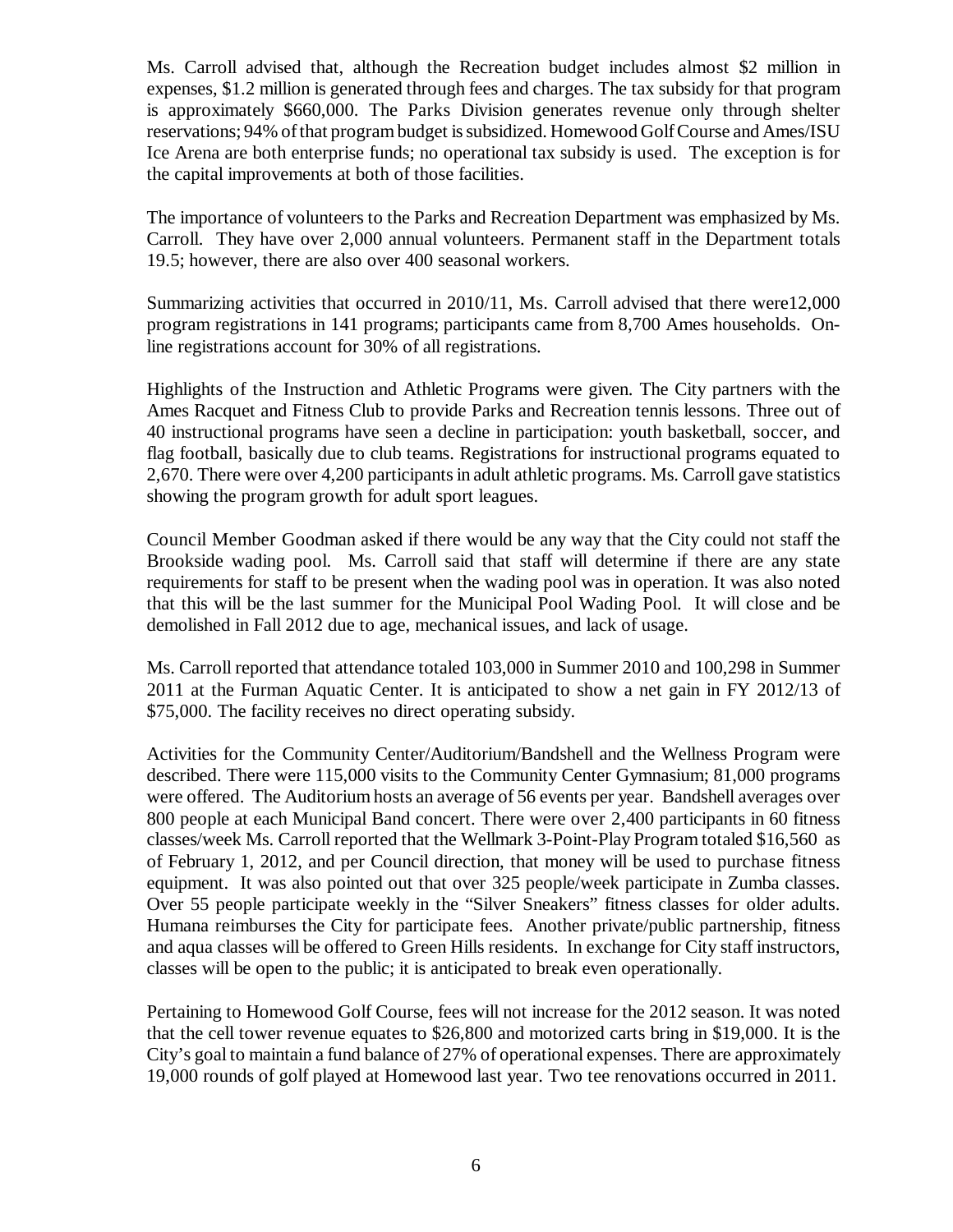Ms. Carroll advised that, although the Recreation budget includes almost $2 million in expenses, $1.2 million is generated through fees and charges. The tax subsidy for that program is approximately $660,000. The Parks Division generates revenue only through shelter reservations; 94% of that program budget is subsidized. Homewood Golf Course and Ames/ISU Ice Arena are both enterprise funds; no operational tax subsidy is used. The exception is for the capital improvements at both of those facilities.

The importance of volunteers to the Parks and Recreation Department was emphasized by Ms. Carroll. They have over 2,000 annual volunteers. Permanent staff in the Department totals 19.5; however, there are also over 400 seasonal workers.

Summarizing activities that occurred in 2010/11, Ms. Carroll advised that there were12,000 program registrations in 141 programs; participants came from 8,700 Ames households. On-line registrations account for 30% of all registrations.

Highlights of the Instruction and Athletic Programs were given. The City partners with the Ames Racquet and Fitness Club to provide Parks and Recreation tennis lessons. Three out of 40 instructional programs have seen a decline in participation: youth basketball, soccer, and flag football, basically due to club teams. Registrations for instructional programs equated to 2,670. There were over 4,200 participants in adult athletic programs. Ms. Carroll gave statistics showing the program growth for adult sport leagues.

Council Member Goodman asked if there would be any way that the City could not staff the Brookside wading pool. Ms. Carroll said that staff will determine if there are any state requirements for staff to be present when the wading pool was in operation. It was also noted that this will be the last summer for the Municipal Pool Wading Pool. It will close and be demolished in Fall 2012 due to age, mechanical issues, and lack of usage.

Ms. Carroll reported that attendance totaled 103,000 in Summer 2010 and 100,298 in Summer 2011 at the Furman Aquatic Center. It is anticipated to show a net gain in FY 2012/13 of $75,000. The facility receives no direct operating subsidy.

Activities for the Community Center/Auditorium/Bandshell and the Wellness Program were described. There were 115,000 visits to the Community Center Gymnasium; 81,000 programs were offered. The Auditorium hosts an average of 56 events per year. Bandshell averages over 800 people at each Municipal Band concert. There were over 2,400 participants in 60 fitness classes/week Ms. Carroll reported that the Wellmark 3-Point-Play Program totaled $16,560 as of February 1, 2012, and per Council direction, that money will be used to purchase fitness equipment. It was also pointed out that over 325 people/week participate in Zumba classes. Over 55 people participate weekly in the "Silver Sneakers" fitness classes for older adults. Humana reimburses the City for participate fees. Another private/public partnership, fitness and aqua classes will be offered to Green Hills residents. In exchange for City staff instructors, classes will be open to the public; it is anticipated to break even operationally.

Pertaining to Homewood Golf Course, fees will not increase for the 2012 season. It was noted that the cell tower revenue equates to $26,800 and motorized carts bring in $19,000. It is the City's goal to maintain a fund balance of 27% of operational expenses. There are approximately 19,000 rounds of golf played at Homewood last year. Two tee renovations occurred in 2011.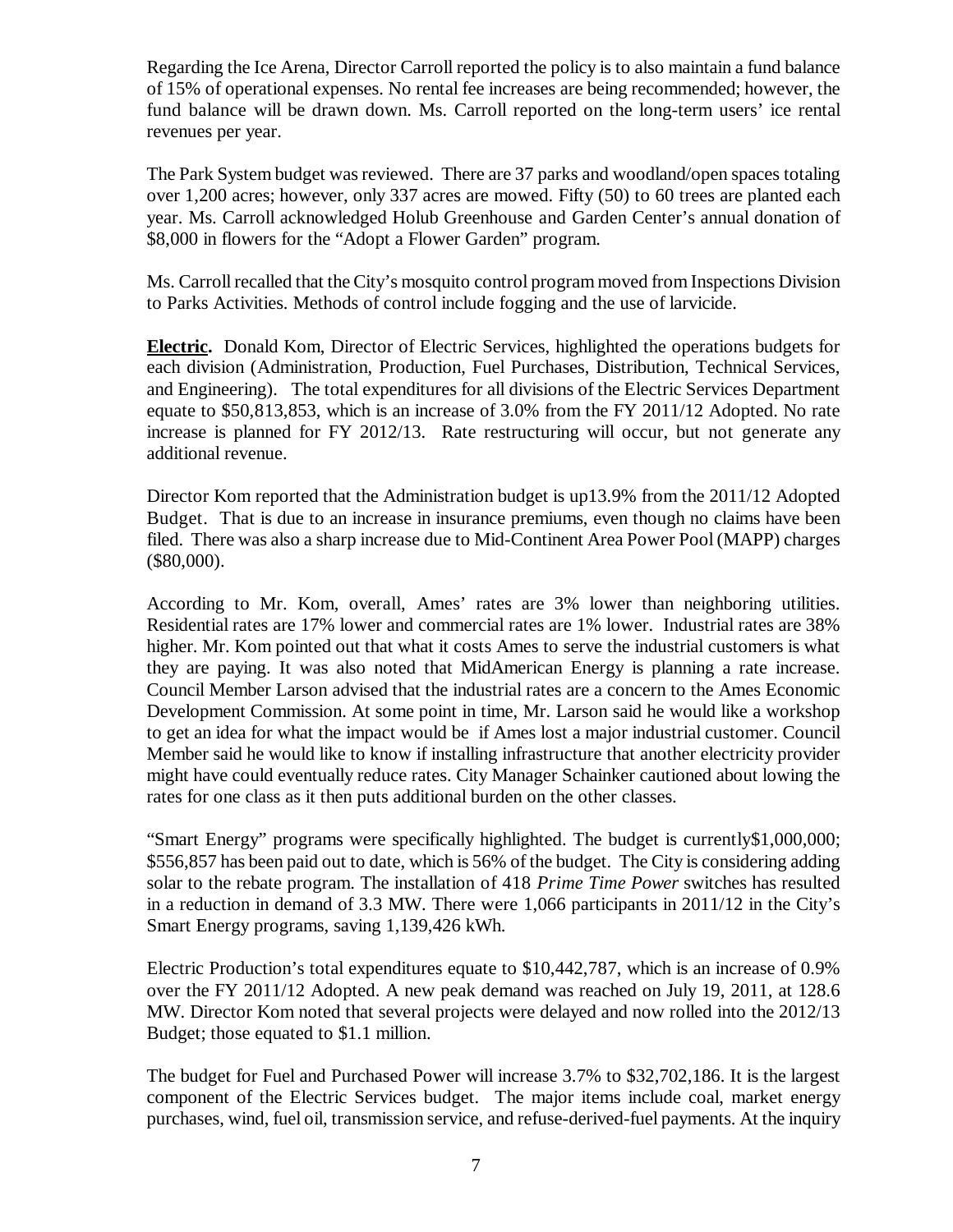Regarding the Ice Arena, Director Carroll reported the policy is to also maintain a fund balance of 15% of operational expenses. No rental fee increases are being recommended; however, the fund balance will be drawn down. Ms. Carroll reported on the long-term users' ice rental revenues per year.

The Park System budget was reviewed. There are 37 parks and woodland/open spaces totaling over 1,200 acres; however, only 337 acres are mowed. Fifty (50) to 60 trees are planted each year. Ms. Carroll acknowledged Holub Greenhouse and Garden Center's annual donation of $8,000 in flowers for the "Adopt a Flower Garden" program.

Ms. Carroll recalled that the City's mosquito control program moved from Inspections Division to Parks Activities. Methods of control include fogging and the use of larvicide.

**Electric.** Donald Kom, Director of Electric Services, highlighted the operations budgets for each division (Administration, Production, Fuel Purchases, Distribution, Technical Services, and Engineering). The total expenditures for all divisions of the Electric Services Department equate to $50,813,853, which is an increase of 3.0% from the FY 2011/12 Adopted. No rate increase is planned for FY 2012/13. Rate restructuring will occur, but not generate any additional revenue.

Director Kom reported that the Administration budget is up13.9% from the 2011/12 Adopted Budget. That is due to an increase in insurance premiums, even though no claims have been filed. There was also a sharp increase due to Mid-Continent Area Power Pool (MAPP) charges ($80,000).

According to Mr. Kom, overall, Ames' rates are 3% lower than neighboring utilities. Residential rates are 17% lower and commercial rates are 1% lower. Industrial rates are 38% higher. Mr. Kom pointed out that what it costs Ames to serve the industrial customers is what they are paying. It was also noted that MidAmerican Energy is planning a rate increase. Council Member Larson advised that the industrial rates are a concern to the Ames Economic Development Commission. At some point in time, Mr. Larson said he would like a workshop to get an idea for what the impact would be if Ames lost a major industrial customer. Council Member said he would like to know if installing infrastructure that another electricity provider might have could eventually reduce rates. City Manager Schainker cautioned about lowing the rates for one class as it then puts additional burden on the other classes.

"Smart Energy" programs were specifically highlighted. The budget is currently$1,000,000; $556,857 has been paid out to date, which is 56% of the budget. The City is considering adding solar to the rebate program. The installation of 418 *Prime Time Power* switches has resulted in a reduction in demand of 3.3 MW. There were 1,066 participants in 2011/12 in the City's Smart Energy programs, saving 1,139,426 kWh.

Electric Production's total expenditures equate to $10,442,787, which is an increase of 0.9% over the FY 2011/12 Adopted. A new peak demand was reached on July 19, 2011, at 128.6 MW. Director Kom noted that several projects were delayed and now rolled into the 2012/13 Budget; those equated to $1.1 million.

The budget for Fuel and Purchased Power will increase 3.7% to $32,702,186. It is the largest component of the Electric Services budget. The major items include coal, market energy purchases, wind, fuel oil, transmission service, and refuse-derived-fuel payments. At the inquiry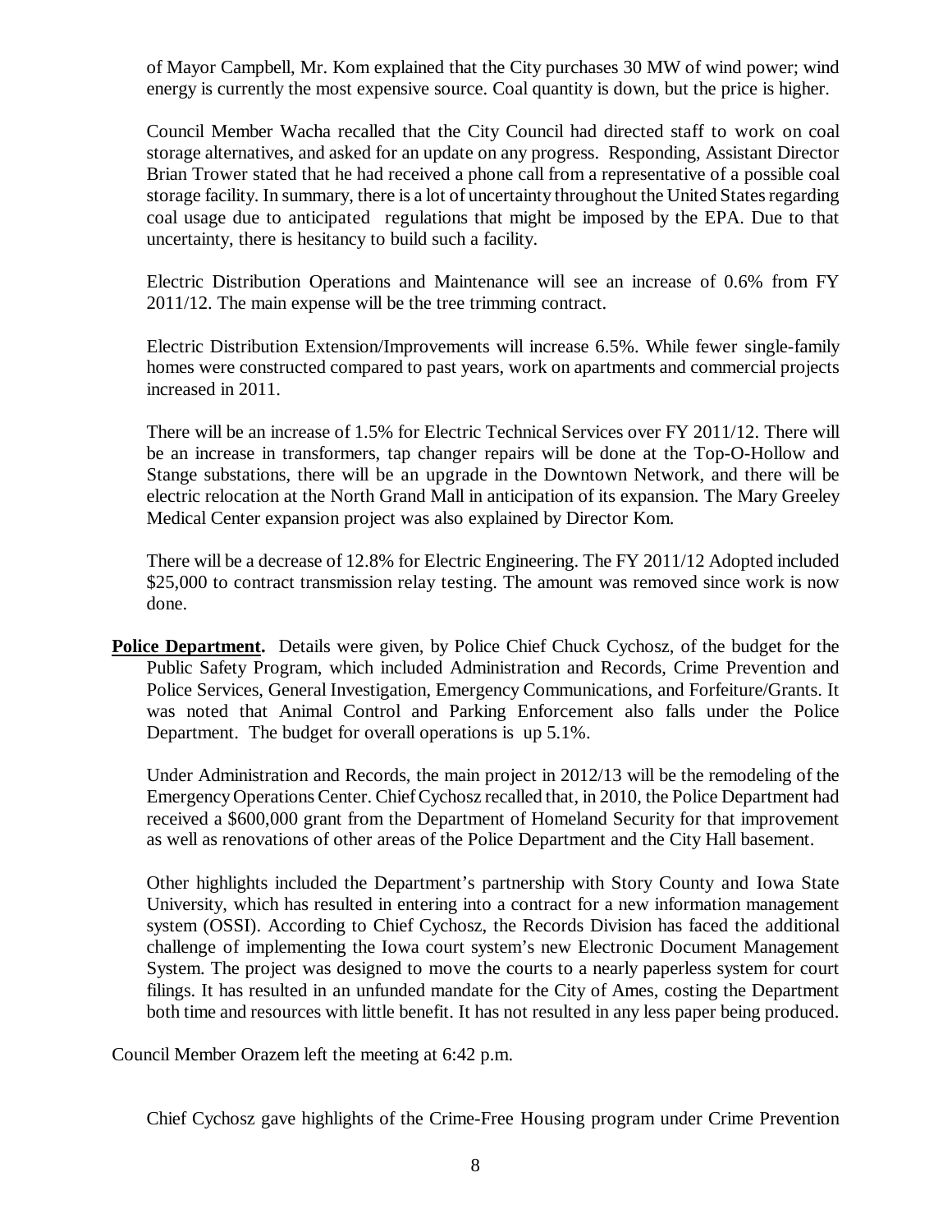of Mayor Campbell, Mr. Kom explained that the City purchases 30 MW of wind power; wind energy is currently the most expensive source. Coal quantity is down, but the price is higher.

Council Member Wacha recalled that the City Council had directed staff to work on coal storage alternatives, and asked for an update on any progress. Responding, Assistant Director Brian Trower stated that he had received a phone call from a representative of a possible coal storage facility. In summary, there is a lot of uncertainty throughout the United States regarding coal usage due to anticipated regulations that might be imposed by the EPA. Due to that uncertainty, there is hesitancy to build such a facility.

Electric Distribution Operations and Maintenance will see an increase of 0.6% from FY 2011/12. The main expense will be the tree trimming contract.

Electric Distribution Extension/Improvements will increase 6.5%. While fewer single-family homes were constructed compared to past years, work on apartments and commercial projects increased in 2011.

There will be an increase of 1.5% for Electric Technical Services over FY 2011/12. There will be an increase in transformers, tap changer repairs will be done at the Top-O-Hollow and Stange substations, there will be an upgrade in the Downtown Network, and there will be electric relocation at the North Grand Mall in anticipation of its expansion. The Mary Greeley Medical Center expansion project was also explained by Director Kom.

There will be a decrease of 12.8% for Electric Engineering. The FY 2011/12 Adopted included $25,000 to contract transmission relay testing. The amount was removed since work is now done.

**Police Department.** Details were given, by Police Chief Chuck Cychosz, of the budget for the Public Safety Program, which included Administration and Records, Crime Prevention and Police Services, General Investigation, Emergency Communications, and Forfeiture/Grants. It was noted that Animal Control and Parking Enforcement also falls under the Police Department. The budget for overall operations is up 5.1%.

Under Administration and Records, the main project in 2012/13 will be the remodeling of the Emergency Operations Center. Chief Cychosz recalled that, in 2010, the Police Department had received a $600,000 grant from the Department of Homeland Security for that improvement as well as renovations of other areas of the Police Department and the City Hall basement.

Other highlights included the Department's partnership with Story County and Iowa State University, which has resulted in entering into a contract for a new information management system (OSSI). According to Chief Cychosz, the Records Division has faced the additional challenge of implementing the Iowa court system's new Electronic Document Management System. The project was designed to move the courts to a nearly paperless system for court filings. It has resulted in an unfunded mandate for the City of Ames, costing the Department both time and resources with little benefit. It has not resulted in any less paper being produced.

Council Member Orazem left the meeting at 6:42 p.m.

Chief Cychosz gave highlights of the Crime-Free Housing program under Crime Prevention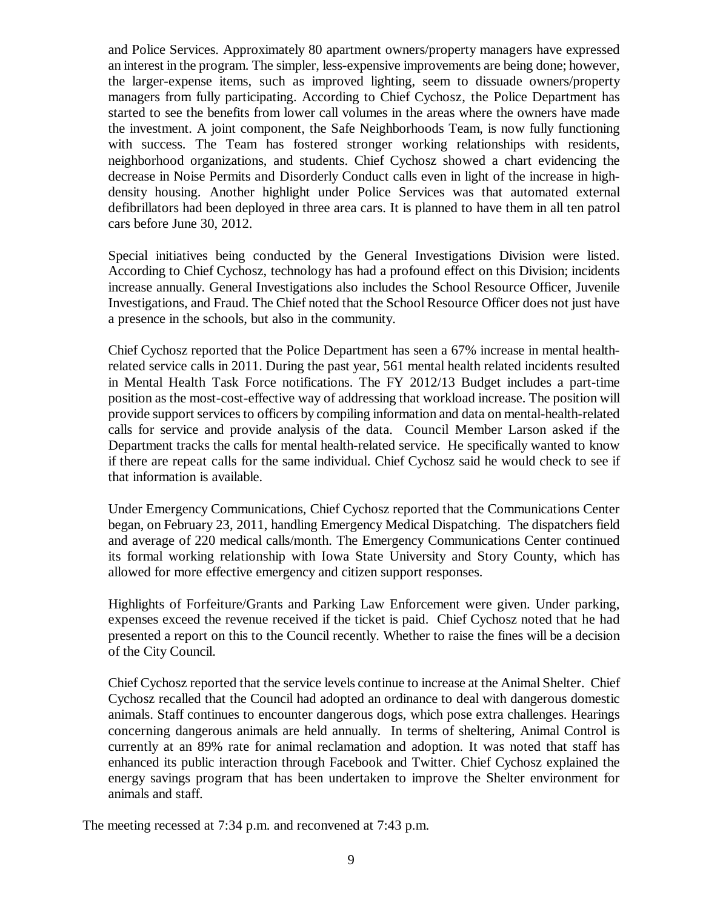and Police Services. Approximately 80 apartment owners/property managers have expressed an interest in the program. The simpler, less-expensive improvements are being done; however, the larger-expense items, such as improved lighting, seem to dissuade owners/property managers from fully participating. According to Chief Cychosz, the Police Department has started to see the benefits from lower call volumes in the areas where the owners have made the investment. A joint component, the Safe Neighborhoods Team, is now fully functioning with success. The Team has fostered stronger working relationships with residents, neighborhood organizations, and students. Chief Cychosz showed a chart evidencing the decrease in Noise Permits and Disorderly Conduct calls even in light of the increase in high-density housing. Another highlight under Police Services was that automated external defibrillators had been deployed in three area cars. It is planned to have them in all ten patrol cars before June 30, 2012.

Special initiatives being conducted by the General Investigations Division were listed. According to Chief Cychosz, technology has had a profound effect on this Division; incidents increase annually. General Investigations also includes the School Resource Officer, Juvenile Investigations, and Fraud. The Chief noted that the School Resource Officer does not just have a presence in the schools, but also in the community.

Chief Cychosz reported that the Police Department has seen a 67% increase in mental health-related service calls in 2011. During the past year, 561 mental health related incidents resulted in Mental Health Task Force notifications. The FY 2012/13 Budget includes a part-time position as the most-cost-effective way of addressing that workload increase. The position will provide support services to officers by compiling information and data on mental-health-related calls for service and provide analysis of the data. Council Member Larson asked if the Department tracks the calls for mental health-related service. He specifically wanted to know if there are repeat calls for the same individual. Chief Cychosz said he would check to see if that information is available.

Under Emergency Communications, Chief Cychosz reported that the Communications Center began, on February 23, 2011, handling Emergency Medical Dispatching. The dispatchers field and average of 220 medical calls/month. The Emergency Communications Center continued its formal working relationship with Iowa State University and Story County, which has allowed for more effective emergency and citizen support responses.

Highlights of Forfeiture/Grants and Parking Law Enforcement were given. Under parking, expenses exceed the revenue received if the ticket is paid. Chief Cychosz noted that he had presented a report on this to the Council recently. Whether to raise the fines will be a decision of the City Council.

Chief Cychosz reported that the service levels continue to increase at the Animal Shelter. Chief Cychosz recalled that the Council had adopted an ordinance to deal with dangerous domestic animals. Staff continues to encounter dangerous dogs, which pose extra challenges. Hearings concerning dangerous animals are held annually. In terms of sheltering, Animal Control is currently at an 89% rate for animal reclamation and adoption. It was noted that staff has enhanced its public interaction through Facebook and Twitter. Chief Cychosz explained the energy savings program that has been undertaken to improve the Shelter environment for animals and staff.

The meeting recessed at 7:34 p.m. and reconvened at 7:43 p.m.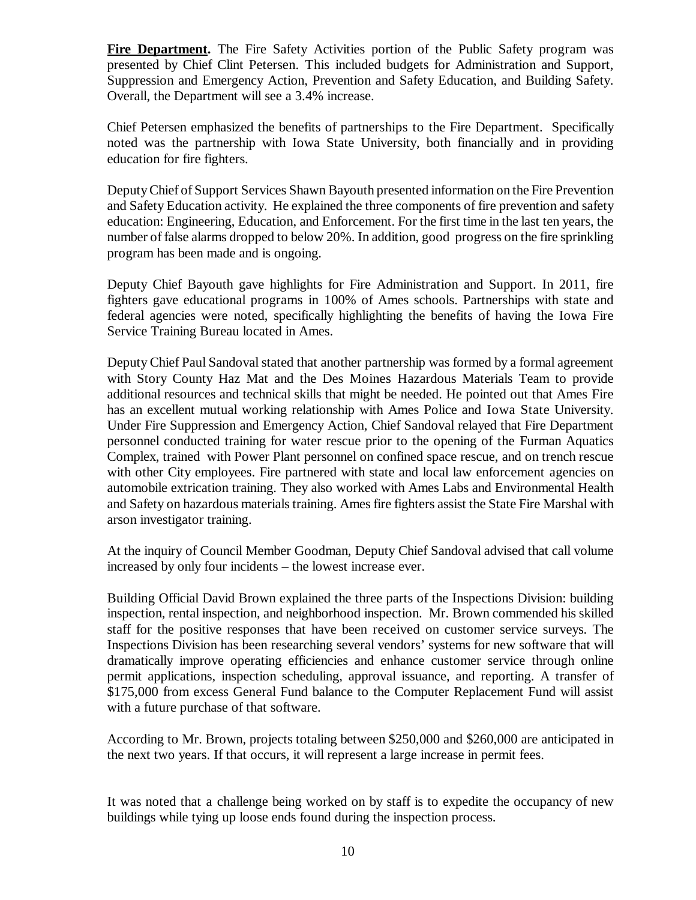**Fire Department.** The Fire Safety Activities portion of the Public Safety program was presented by Chief Clint Petersen. This included budgets for Administration and Support, Suppression and Emergency Action, Prevention and Safety Education, and Building Safety. Overall, the Department will see a 3.4% increase.

Chief Petersen emphasized the benefits of partnerships to the Fire Department. Specifically noted was the partnership with Iowa State University, both financially and in providing education for fire fighters.

Deputy Chief of Support Services Shawn Bayouth presented information on the Fire Prevention and Safety Education activity. He explained the three components of fire prevention and safety education: Engineering, Education, and Enforcement. For the first time in the last ten years, the number of false alarms dropped to below 20%. In addition, good progress on the fire sprinkling program has been made and is ongoing.

Deputy Chief Bayouth gave highlights for Fire Administration and Support. In 2011, fire fighters gave educational programs in 100% of Ames schools. Partnerships with state and federal agencies were noted, specifically highlighting the benefits of having the Iowa Fire Service Training Bureau located in Ames.

Deputy Chief Paul Sandoval stated that another partnership was formed by a formal agreement with Story County Haz Mat and the Des Moines Hazardous Materials Team to provide additional resources and technical skills that might be needed. He pointed out that Ames Fire has an excellent mutual working relationship with Ames Police and Iowa State University. Under Fire Suppression and Emergency Action, Chief Sandoval relayed that Fire Department personnel conducted training for water rescue prior to the opening of the Furman Aquatics Complex, trained with Power Plant personnel on confined space rescue, and on trench rescue with other City employees. Fire partnered with state and local law enforcement agencies on automobile extrication training. They also worked with Ames Labs and Environmental Health and Safety on hazardous materials training. Ames fire fighters assist the State Fire Marshal with arson investigator training.

At the inquiry of Council Member Goodman, Deputy Chief Sandoval advised that call volume increased by only four incidents – the lowest increase ever.

Building Official David Brown explained the three parts of the Inspections Division: building inspection, rental inspection, and neighborhood inspection. Mr. Brown commended his skilled staff for the positive responses that have been received on customer service surveys. The Inspections Division has been researching several vendors' systems for new software that will dramatically improve operating efficiencies and enhance customer service through online permit applications, inspection scheduling, approval issuance, and reporting. A transfer of $175,000 from excess General Fund balance to the Computer Replacement Fund will assist with a future purchase of that software.

According to Mr. Brown, projects totaling between $250,000 and $260,000 are anticipated in the next two years. If that occurs, it will represent a large increase in permit fees.

It was noted that a challenge being worked on by staff is to expedite the occupancy of new buildings while tying up loose ends found during the inspection process.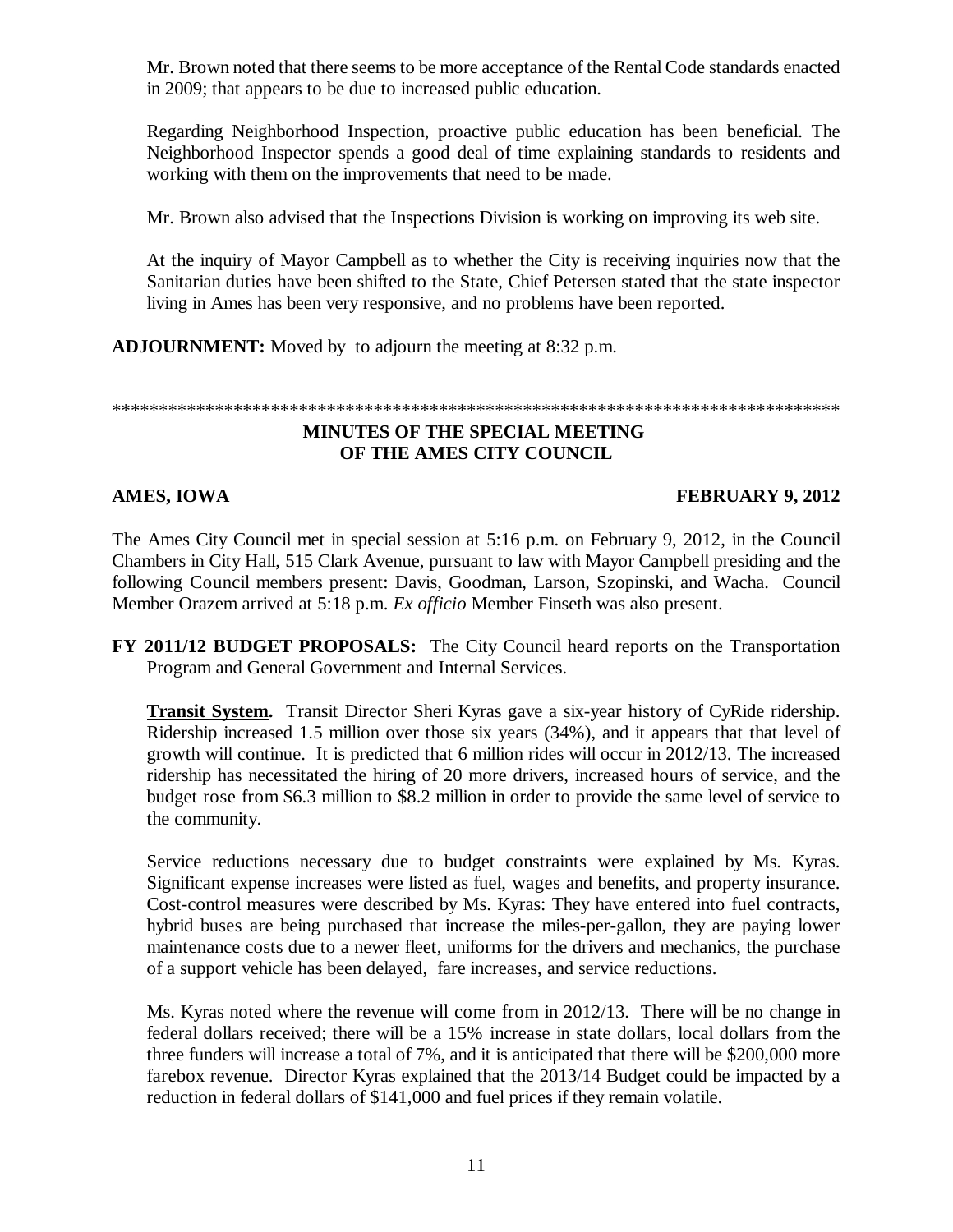Mr. Brown noted that there seems to be more acceptance of the Rental Code standards enacted in 2009; that appears to be due to increased public education.

Regarding Neighborhood Inspection, proactive public education has been beneficial. The Neighborhood Inspector spends a good deal of time explaining standards to residents and working with them on the improvements that need to be made.

Mr. Brown also advised that the Inspections Division is working on improving its web site.

At the inquiry of Mayor Campbell as to whether the City is receiving inquiries now that the Sanitarian duties have been shifted to the State, Chief Petersen stated that the state inspector living in Ames has been very responsive, and no problems have been reported.

**ADJOURNMENT:** Moved by to adjourn the meeting at 8:32 p.m.

*********************************************************************************

## MINUTES OF THE SPECIAL MEETING OF THE AMES CITY COUNCIL

**AMES, IOWA** **FEBRUARY 9, 2012**

The Ames City Council met in special session at 5:16 p.m. on February 9, 2012, in the Council Chambers in City Hall, 515 Clark Avenue, pursuant to law with Mayor Campbell presiding and the following Council members present: Davis, Goodman, Larson, Szopinski, and Wacha. Council Member Orazem arrived at 5:18 p.m. *Ex officio* Member Finseth was also present.

**FY 2011/12 BUDGET PROPOSALS:** The City Council heard reports on the Transportation Program and General Government and Internal Services.

**Transit System.** Transit Director Sheri Kyras gave a six-year history of CyRide ridership. Ridership increased 1.5 million over those six years (34%), and it appears that that level of growth will continue. It is predicted that 6 million rides will occur in 2012/13. The increased ridership has necessitated the hiring of 20 more drivers, increased hours of service, and the budget rose from $6.3 million to $8.2 million in order to provide the same level of service to the community.

Service reductions necessary due to budget constraints were explained by Ms. Kyras. Significant expense increases were listed as fuel, wages and benefits, and property insurance. Cost-control measures were described by Ms. Kyras: They have entered into fuel contracts, hybrid buses are being purchased that increase the miles-per-gallon, they are paying lower maintenance costs due to a newer fleet, uniforms for the drivers and mechanics, the purchase of a support vehicle has been delayed, fare increases, and service reductions.

Ms. Kyras noted where the revenue will come from in 2012/13. There will be no change in federal dollars received; there will be a 15% increase in state dollars, local dollars from the three funders will increase a total of 7%, and it is anticipated that there will be $200,000 more farebox revenue. Director Kyras explained that the 2013/14 Budget could be impacted by a reduction in federal dollars of $141,000 and fuel prices if they remain volatile.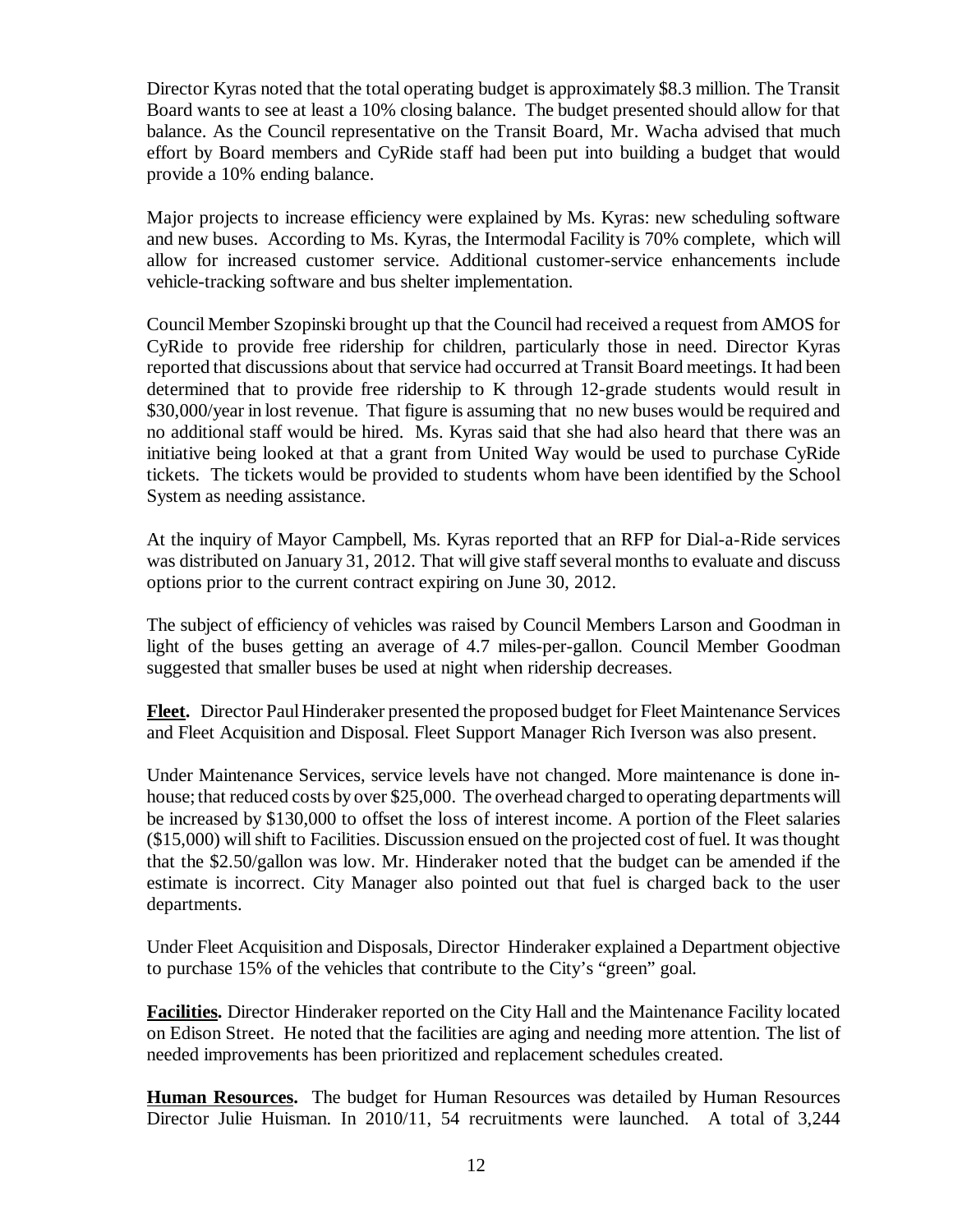Director Kyras noted that the total operating budget is approximately $8.3 million. The Transit Board wants to see at least a 10% closing balance. The budget presented should allow for that balance. As the Council representative on the Transit Board, Mr. Wacha advised that much effort by Board members and CyRide staff had been put into building a budget that would provide a 10% ending balance.

Major projects to increase efficiency were explained by Ms. Kyras: new scheduling software and new buses. According to Ms. Kyras, the Intermodal Facility is 70% complete, which will allow for increased customer service. Additional customer-service enhancements include vehicle-tracking software and bus shelter implementation.

Council Member Szopinski brought up that the Council had received a request from AMOS for CyRide to provide free ridership for children, particularly those in need. Director Kyras reported that discussions about that service had occurred at Transit Board meetings. It had been determined that to provide free ridership to K through 12-grade students would result in $30,000/year in lost revenue. That figure is assuming that no new buses would be required and no additional staff would be hired. Ms. Kyras said that she had also heard that there was an initiative being looked at that a grant from United Way would be used to purchase CyRide tickets. The tickets would be provided to students whom have been identified by the School System as needing assistance.

At the inquiry of Mayor Campbell, Ms. Kyras reported that an RFP for Dial-a-Ride services was distributed on January 31, 2012. That will give staff several months to evaluate and discuss options prior to the current contract expiring on June 30, 2012.

The subject of efficiency of vehicles was raised by Council Members Larson and Goodman in light of the buses getting an average of 4.7 miles-per-gallon. Council Member Goodman suggested that smaller buses be used at night when ridership decreases.

**Fleet.** Director Paul Hinderaker presented the proposed budget for Fleet Maintenance Services and Fleet Acquisition and Disposal. Fleet Support Manager Rich Iverson was also present.

Under Maintenance Services, service levels have not changed. More maintenance is done in-house; that reduced costs by over $25,000. The overhead charged to operating departments will be increased by $130,000 to offset the loss of interest income. A portion of the Fleet salaries ($15,000) will shift to Facilities. Discussion ensued on the projected cost of fuel. It was thought that the $2.50/gallon was low. Mr. Hinderaker noted that the budget can be amended if the estimate is incorrect. City Manager also pointed out that fuel is charged back to the user departments.

Under Fleet Acquisition and Disposals, Director Hinderaker explained a Department objective to purchase 15% of the vehicles that contribute to the City's "green" goal.

**Facilities.** Director Hinderaker reported on the City Hall and the Maintenance Facility located on Edison Street. He noted that the facilities are aging and needing more attention. The list of needed improvements has been prioritized and replacement schedules created.

**Human Resources.** The budget for Human Resources was detailed by Human Resources Director Julie Huisman. In 2010/11, 54 recruitments were launched. A total of 3,244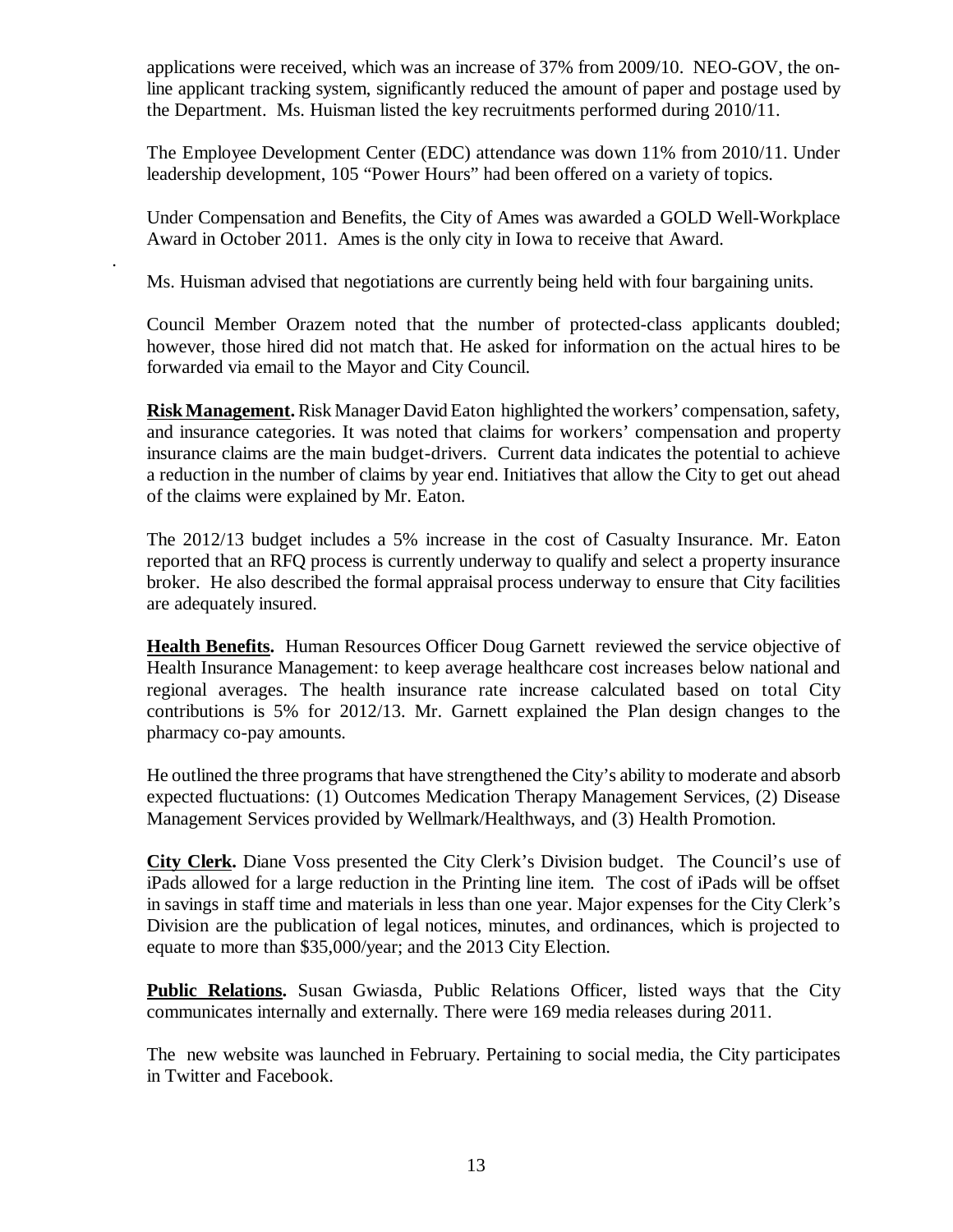applications were received, which was an increase of 37% from 2009/10. NEO-GOV, the on-line applicant tracking system, significantly reduced the amount of paper and postage used by the Department. Ms. Huisman listed the key recruitments performed during 2010/11.

The Employee Development Center (EDC) attendance was down 11% from 2010/11. Under leadership development, 105 "Power Hours" had been offered on a variety of topics.

Under Compensation and Benefits, the City of Ames was awarded a GOLD Well-Workplace Award in October 2011. Ames is the only city in Iowa to receive that Award.

.

Ms. Huisman advised that negotiations are currently being held with four bargaining units.

Council Member Orazem noted that the number of protected-class applicants doubled; however, those hired did not match that. He asked for information on the actual hires to be forwarded via email to the Mayor and City Council.

**Risk Management.** Risk Manager David Eaton highlighted the workers' compensation, safety, and insurance categories. It was noted that claims for workers' compensation and property insurance claims are the main budget-drivers. Current data indicates the potential to achieve a reduction in the number of claims by year end. Initiatives that allow the City to get out ahead of the claims were explained by Mr. Eaton.

The 2012/13 budget includes a 5% increase in the cost of Casualty Insurance. Mr. Eaton reported that an RFQ process is currently underway to qualify and select a property insurance broker. He also described the formal appraisal process underway to ensure that City facilities are adequately insured.

**Health Benefits.** Human Resources Officer Doug Garnett reviewed the service objective of Health Insurance Management: to keep average healthcare cost increases below national and regional averages. The health insurance rate increase calculated based on total City contributions is 5% for 2012/13. Mr. Garnett explained the Plan design changes to the pharmacy co-pay amounts.

He outlined the three programs that have strengthened the City's ability to moderate and absorb expected fluctuations: (1) Outcomes Medication Therapy Management Services, (2) Disease Management Services provided by Wellmark/Healthways, and (3) Health Promotion.

**City Clerk.** Diane Voss presented the City Clerk's Division budget. The Council's use of iPads allowed for a large reduction in the Printing line item. The cost of iPads will be offset in savings in staff time and materials in less than one year. Major expenses for the City Clerk's Division are the publication of legal notices, minutes, and ordinances, which is projected to equate to more than $35,000/year; and the 2013 City Election.

**Public Relations.** Susan Gwiasda, Public Relations Officer, listed ways that the City communicates internally and externally. There were 169 media releases during 2011.

The new website was launched in February. Pertaining to social media, the City participates in Twitter and Facebook.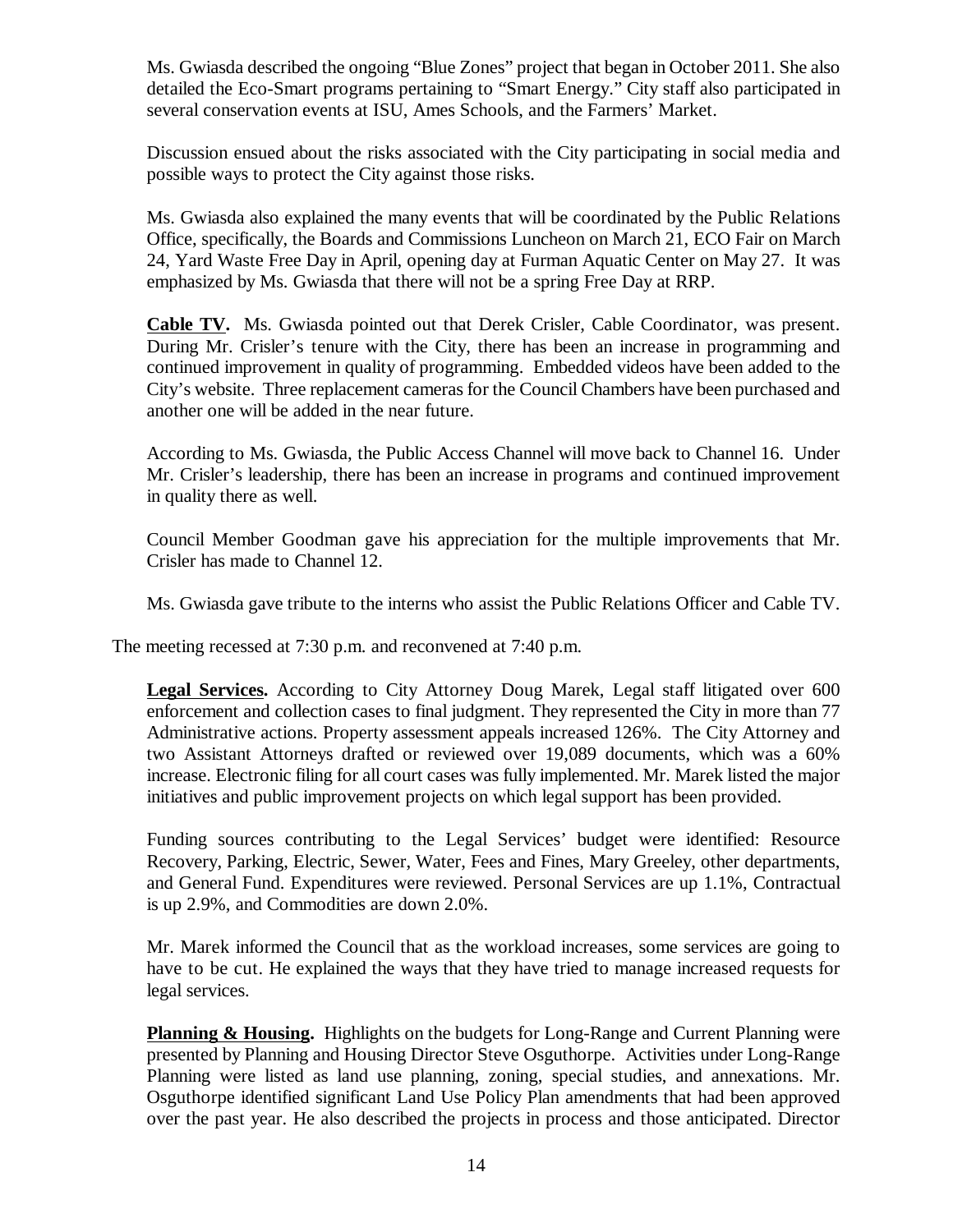Ms. Gwiasda described the ongoing "Blue Zones" project that began in October 2011. She also detailed the Eco-Smart programs pertaining to "Smart Energy." City staff also participated in several conservation events at ISU, Ames Schools, and the Farmers' Market.

Discussion ensued about the risks associated with the City participating in social media and possible ways to protect the City against those risks.

Ms. Gwiasda also explained the many events that will be coordinated by the Public Relations Office, specifically, the Boards and Commissions Luncheon on March 21, ECO Fair on March 24, Yard Waste Free Day in April, opening day at Furman Aquatic Center on May 27. It was emphasized by Ms. Gwiasda that there will not be a spring Free Day at RRP.

**Cable TV.** Ms. Gwiasda pointed out that Derek Crisler, Cable Coordinator, was present. During Mr. Crisler's tenure with the City, there has been an increase in programming and continued improvement in quality of programming. Embedded videos have been added to the City's website. Three replacement cameras for the Council Chambers have been purchased and another one will be added in the near future.

According to Ms. Gwiasda, the Public Access Channel will move back to Channel 16. Under Mr. Crisler's leadership, there has been an increase in programs and continued improvement in quality there as well.

Council Member Goodman gave his appreciation for the multiple improvements that Mr. Crisler has made to Channel 12.

Ms. Gwiasda gave tribute to the interns who assist the Public Relations Officer and Cable TV.

The meeting recessed at 7:30 p.m. and reconvened at 7:40 p.m.

**Legal Services.** According to City Attorney Doug Marek, Legal staff litigated over 600 enforcement and collection cases to final judgment. They represented the City in more than 77 Administrative actions. Property assessment appeals increased 126%. The City Attorney and two Assistant Attorneys drafted or reviewed over 19,089 documents, which was a 60% increase. Electronic filing for all court cases was fully implemented. Mr. Marek listed the major initiatives and public improvement projects on which legal support has been provided.

Funding sources contributing to the Legal Services' budget were identified: Resource Recovery, Parking, Electric, Sewer, Water, Fees and Fines, Mary Greeley, other departments, and General Fund. Expenditures were reviewed. Personal Services are up 1.1%, Contractual is up 2.9%, and Commodities are down 2.0%.

Mr. Marek informed the Council that as the workload increases, some services are going to have to be cut. He explained the ways that they have tried to manage increased requests for legal services.

**Planning & Housing.** Highlights on the budgets for Long-Range and Current Planning were presented by Planning and Housing Director Steve Osguthorpe. Activities under Long-Range Planning were listed as land use planning, zoning, special studies, and annexations. Mr. Osguthorpe identified significant Land Use Policy Plan amendments that had been approved over the past year. He also described the projects in process and those anticipated. Director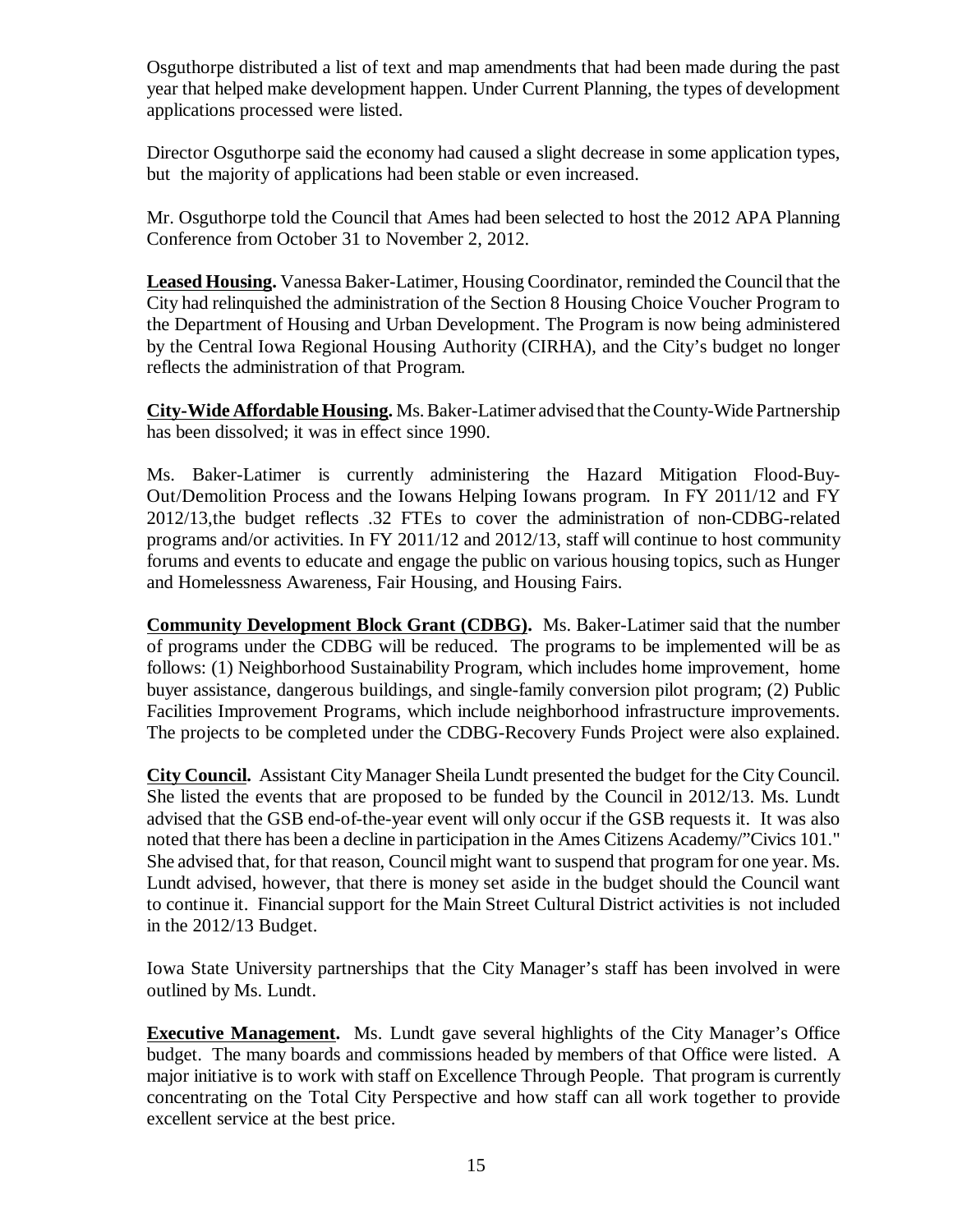Osguthorpe distributed a list of text and map amendments that had been made during the past year that helped make development happen. Under Current Planning, the types of development applications processed were listed.

Director Osguthorpe said the economy had caused a slight decrease in some application types, but the majority of applications had been stable or even increased.

Mr. Osguthorpe told the Council that Ames had been selected to host the 2012 APA Planning Conference from October 31 to November 2, 2012.

**Leased Housing.** Vanessa Baker-Latimer, Housing Coordinator, reminded the Council that the City had relinquished the administration of the Section 8 Housing Choice Voucher Program to the Department of Housing and Urban Development. The Program is now being administered by the Central Iowa Regional Housing Authority (CIRHA), and the City's budget no longer reflects the administration of that Program.

**City-Wide Affordable Housing.** Ms. Baker-Latimer advised that the County-Wide Partnership has been dissolved; it was in effect since 1990.

Ms. Baker-Latimer is currently administering the Hazard Mitigation Flood-Buy-Out/Demolition Process and the Iowans Helping Iowans program. In FY 2011/12 and FY 2012/13,the budget reflects .32 FTEs to cover the administration of non-CDBG-related programs and/or activities. In FY 2011/12 and 2012/13, staff will continue to host community forums and events to educate and engage the public on various housing topics, such as Hunger and Homelessness Awareness, Fair Housing, and Housing Fairs.

**Community Development Block Grant (CDBG).** Ms. Baker-Latimer said that the number of programs under the CDBG will be reduced. The programs to be implemented will be as follows: (1) Neighborhood Sustainability Program, which includes home improvement, home buyer assistance, dangerous buildings, and single-family conversion pilot program; (2) Public Facilities Improvement Programs, which include neighborhood infrastructure improvements. The projects to be completed under the CDBG-Recovery Funds Project were also explained.

**City Council.** Assistant City Manager Sheila Lundt presented the budget for the City Council. She listed the events that are proposed to be funded by the Council in 2012/13. Ms. Lundt advised that the GSB end-of-the-year event will only occur if the GSB requests it. It was also noted that there has been a decline in participation in the Ames Citizens Academy/"Civics 101." She advised that, for that reason, Council might want to suspend that program for one year. Ms. Lundt advised, however, that there is money set aside in the budget should the Council want to continue it. Financial support for the Main Street Cultural District activities is not included in the 2012/13 Budget.

Iowa State University partnerships that the City Manager's staff has been involved in were outlined by Ms. Lundt.

**Executive Management.** Ms. Lundt gave several highlights of the City Manager's Office budget. The many boards and commissions headed by members of that Office were listed. A major initiative is to work with staff on Excellence Through People. That program is currently concentrating on the Total City Perspective and how staff can all work together to provide excellent service at the best price.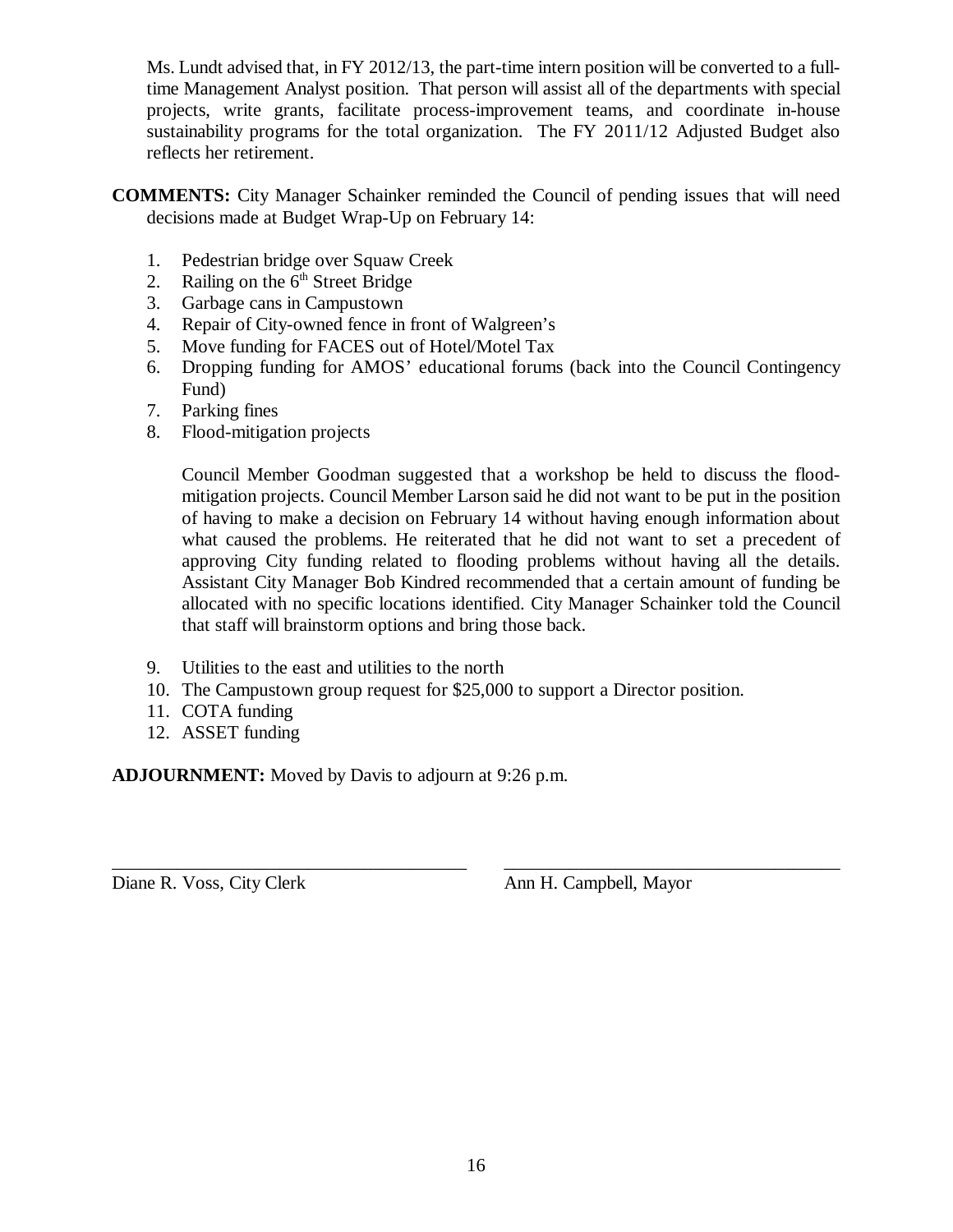Ms. Lundt advised that, in FY 2012/13, the part-time intern position will be converted to a full-time Management Analyst position. That person will assist all of the departments with special projects, write grants, facilitate process-improvement teams, and coordinate in-house sustainability programs for the total organization. The FY 2011/12 Adjusted Budget also reflects her retirement.

**COMMENTS:** City Manager Schainker reminded the Council of pending issues that will need decisions made at Budget Wrap-Up on February 14:

1. Pedestrian bridge over Squaw Creek
2. Railing on the 6th Street Bridge
3. Garbage cans in Campustown
4. Repair of City-owned fence in front of Walgreen's
5. Move funding for FACES out of Hotel/Motel Tax
6. Dropping funding for AMOS' educational forums (back into the Council Contingency Fund)
7. Parking fines
8. Flood-mitigation projects

   Council Member Goodman suggested that a workshop be held to discuss the flood-mitigation projects. Council Member Larson said he did not want to be put in the position of having to make a decision on February 14 without having enough information about what caused the problems. He reiterated that he did not want to set a precedent of approving City funding related to flooding problems without having all the details. Assistant City Manager Bob Kindred recommended that a certain amount of funding be allocated with no specific locations identified. City Manager Schainker told the Council that staff will brainstorm options and bring those back.

9. Utilities to the east and utilities to the north
10. The Campustown group request for $25,000 to support a Director position.
11. COTA funding
12. ASSET funding

**ADJOURNMENT:** Moved by Davis to adjourn at 9:26 p.m.

\_\_\_\_\_\_\_\_\_\_\_\_\_\_\_\_\_\_\_\_\_\_\_\_\_\_\_\_\_\_\_\_\_\_\_\_\_\_\_\_ \_\_\_\_\_\_\_\_\_\_\_\_\_\_\_\_\_\_\_\_\_\_\_\_\_\_\_\_\_\_\_\_\_\_\_\_\_\_\_\_

Diane R. Voss, City Clerk

Ann H. Campbell, Mayor